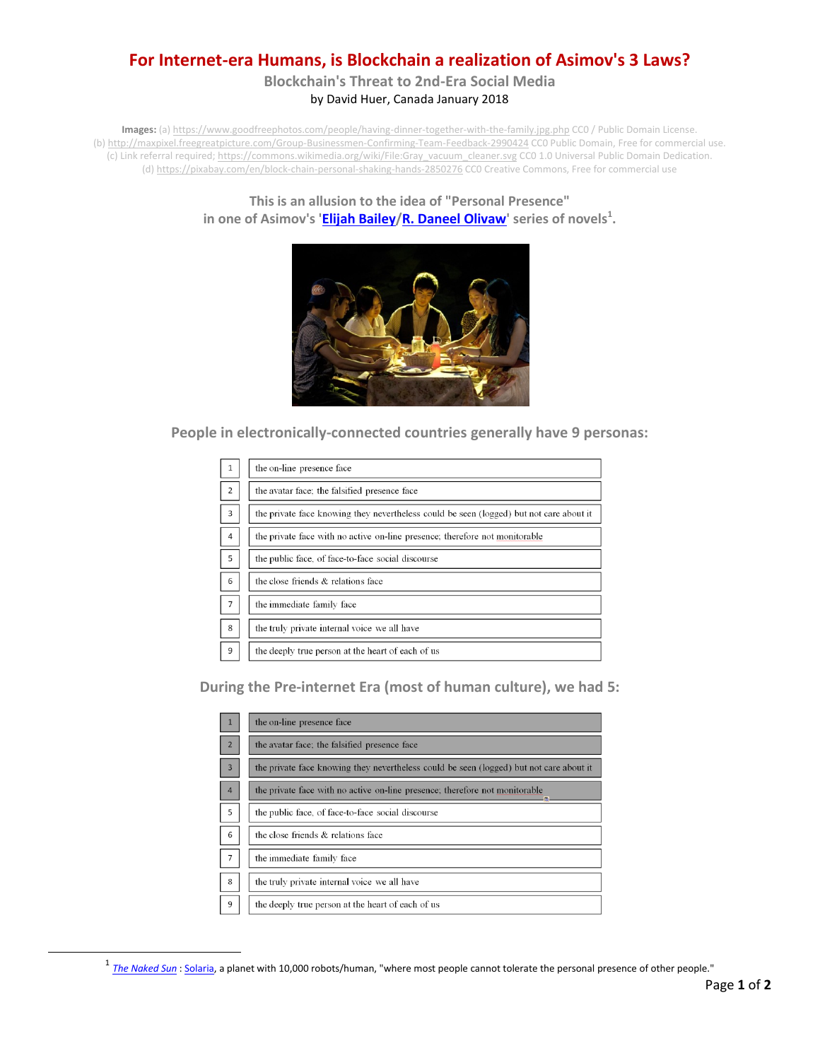# For Internet-era Humans, is Blockchain a realization of Asimov's 3 Laws?

## Blockchain's Threat to 2nd-Era Social Media

by David Huer, Canada January 2018

**Images:** (a) https://www.goodfreephotos.com/people/having-dinner-together-with-the-family.jpg.php CC0 / Public Domain License. (b) http://maxpixel.freegreatpicture.com/Group-Businessmen-Confirming-Team-Feedback-2990424 CC0 Public Domain, Free for commercial use. (c) Link referral required; https://commons.wikimedia.org/wiki/File:Gray_vacuum_cleaner.svg CC0 1.0 Universal Public Domain Dedication. (d) https://pixabay.com/en/block-chain-personal-shaking-hands-2850276 CC0 Creative Commons, Free for commercial use

### This is an allusion to the idea of "Personal Presence" in one of Asimov's '**Elijah Bailey**/**R. Daneel Olivaw**' series of novels[1].

### People in electronically-connected countries generally have 9 personas:

| | |
|---|---|
| 1 | the on-line presence face |
| 2 | the avatar face: the falsified presence face |
| 3 | the private face knowing they nevertheless could be seen (logged) but not care about it |
| 4 | the private face with no active on-line presence; therefore not monitorable |
| 5 | the public face, of face-to-face social discourse |
| 6 | the close friends & relations face |
| 7 | the immediate family face |
| 8 | the truly private internal voice we all have |
| 9 | the deeply true person at the heart of each of us |

### During the Pre-internet Era (most of human culture), we had 5:

| | |
|---|---|
| 1 | the on-line presence face |
| 2 | the avatar face: the falsified presence face |
| 3 | the private face knowing they nevertheless could be seen (logged) but not care about it |
| 4 | the private face with no active on-line presence; therefore not monitorable |
| 5 | the public face, of face-to-face social discourse |
| 6 | the close friends & relations face |
| 7 | the immediate family face |
| 8 | the truly private internal voice we all have |
| 9 | the deeply true person at the heart of each of us |

[1] *The Naked Sun* : Solaria, a planet with 10,000 robots/human, "where most people cannot tolerate the personal presence of other people."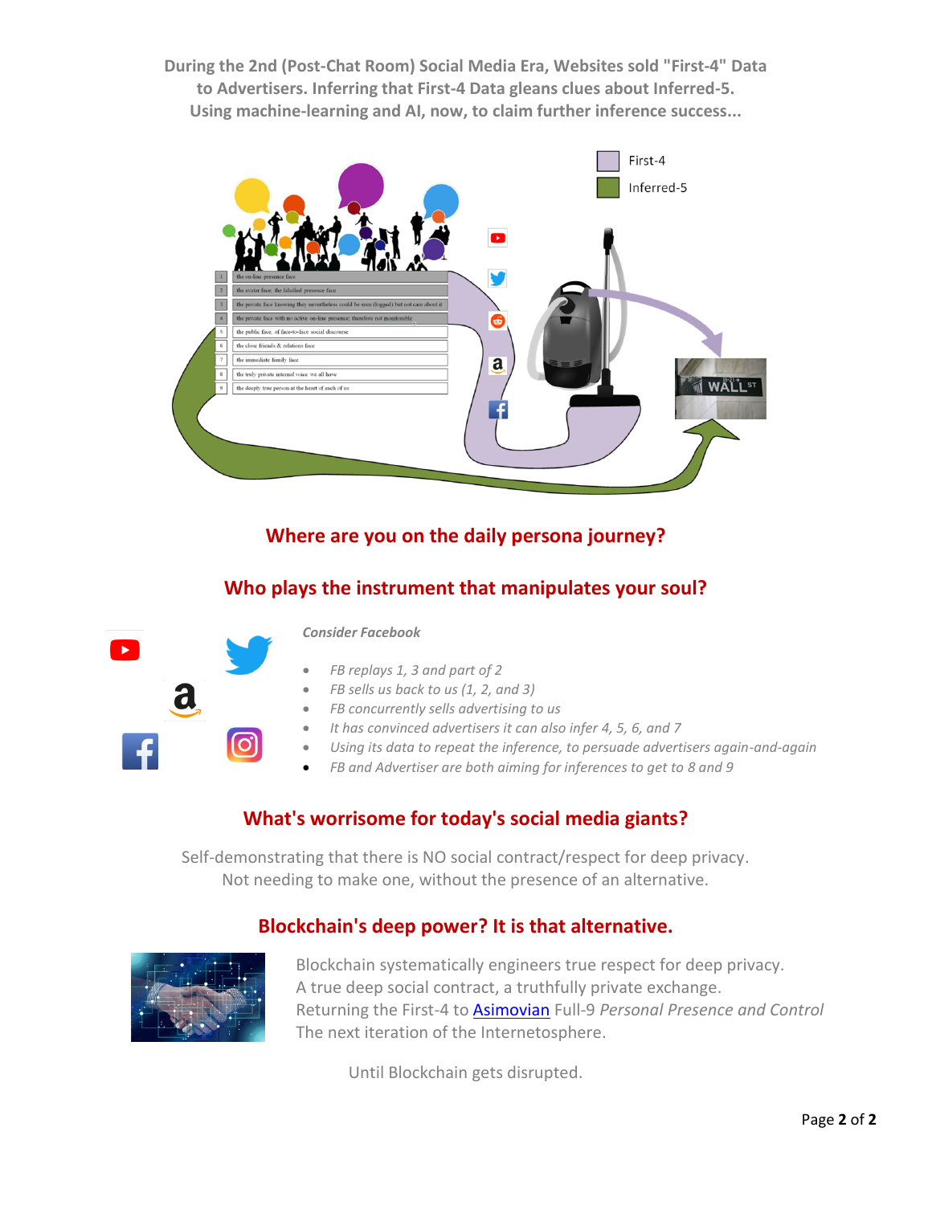During the 2nd (Post-Chat Room) Social Media Era, Websites sold "First-4" Data to Advertisers. Inferring that First-4 Data gleans clues about Inferred-5. Using machine-learning and AI, now, to claim further inference success...

First-4

Inferred-5

1 the on-line presence face

2 the avatar face: the falsified presence face

3 the private face knowing they nevertheless could be seen (logged) but not care about it

4 the private face with no active on-line presence: therefore not monitorable

5 the public face, of face-to-face social discourse

6 the close friends & relations face

7 the immediate family face

8 the truly private internal voice we all have

9 the deeply true person at the heart of each of us

## Where are you on the daily persona journey?

## Who plays the instrument that manipulates your soul?

***Consider Facebook***

- *FB replays 1, 3 and part of 2*
- *FB sells us back to us (1, 2, and 3)*
- *FB concurrently sells advertising to us*
- *It has convinced advertisers it can also infer 4, 5, 6, and 7*
- *Using its data to repeat the inference, to persuade advertisers again-and-again*
- *FB and Advertiser are both aiming for inferences to get to 8 and 9*

## What's worrisome for today's social media giants?

Self-demonstrating that there is NO social contract/respect for deep privacy.
Not needing to make one, without the presence of an alternative.

## Blockchain's deep power? It is that alternative.

Blockchain systematically engineers true respect for deep privacy.
A true deep social contract, a truthfully private exchange.
Returning the First-4 to Asimovian Full-9 *Personal Presence and Control*
The next iteration of the Internetosphere.

Until Blockchain gets disrupted.